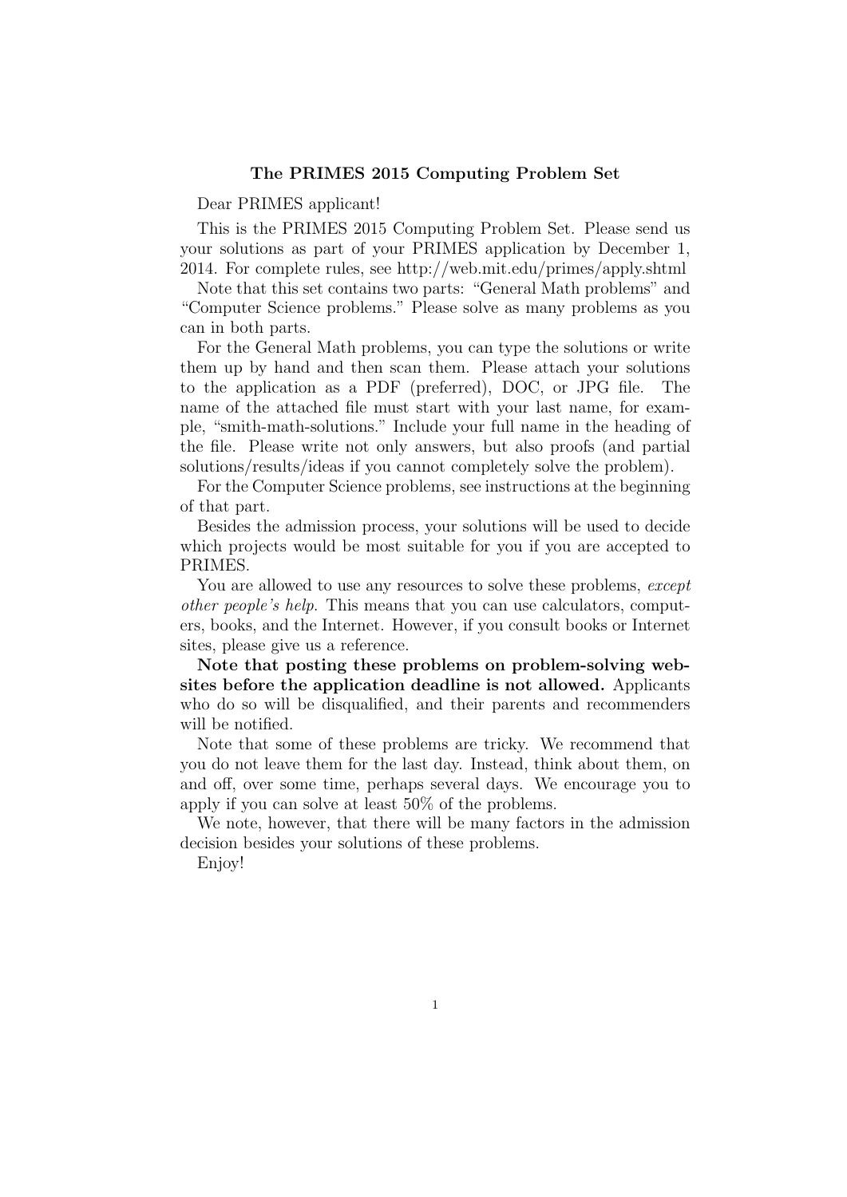**The PRIMES 2015 Computing Problem Set**

Dear PRIMES applicant!

This is the PRIMES 2015 Computing Problem Set. Please send us your solutions as part of your PRIMES application by December 1, 2014. For complete rules, see http://web.mit.edu/primes/apply.shtml

Note that this set contains two parts: "General Math problems" and "Computer Science problems." Please solve as many problems as you can in both parts.

For the General Math problems, you can type the solutions or write them up by hand and then scan them. Please attach your solutions to the application as a PDF (preferred), DOC, or JPG file. The name of the attached file must start with your last name, for example, "smith-math-solutions." Include your full name in the heading of the file. Please write not only answers, but also proofs (and partial solutions/results/ideas if you cannot completely solve the problem).

For the Computer Science problems, see instructions at the beginning of that part.

Besides the admission process, your solutions will be used to decide which projects would be most suitable for you if you are accepted to PRIMES.

You are allowed to use any resources to solve these problems, *except other people's help*. This means that you can use calculators, computers, books, and the Internet. However, if you consult books or Internet sites, please give us a reference.

**Note that posting these problems on problem-solving websites before the application deadline is not allowed.** Applicants who do so will be disqualified, and their parents and recommenders will be notified.

Note that some of these problems are tricky. We recommend that you do not leave them for the last day. Instead, think about them, on and off, over some time, perhaps several days. We encourage you to apply if you can solve at least 50% of the problems.

We note, however, that there will be many factors in the admission decision besides your solutions of these problems.

Enjoy!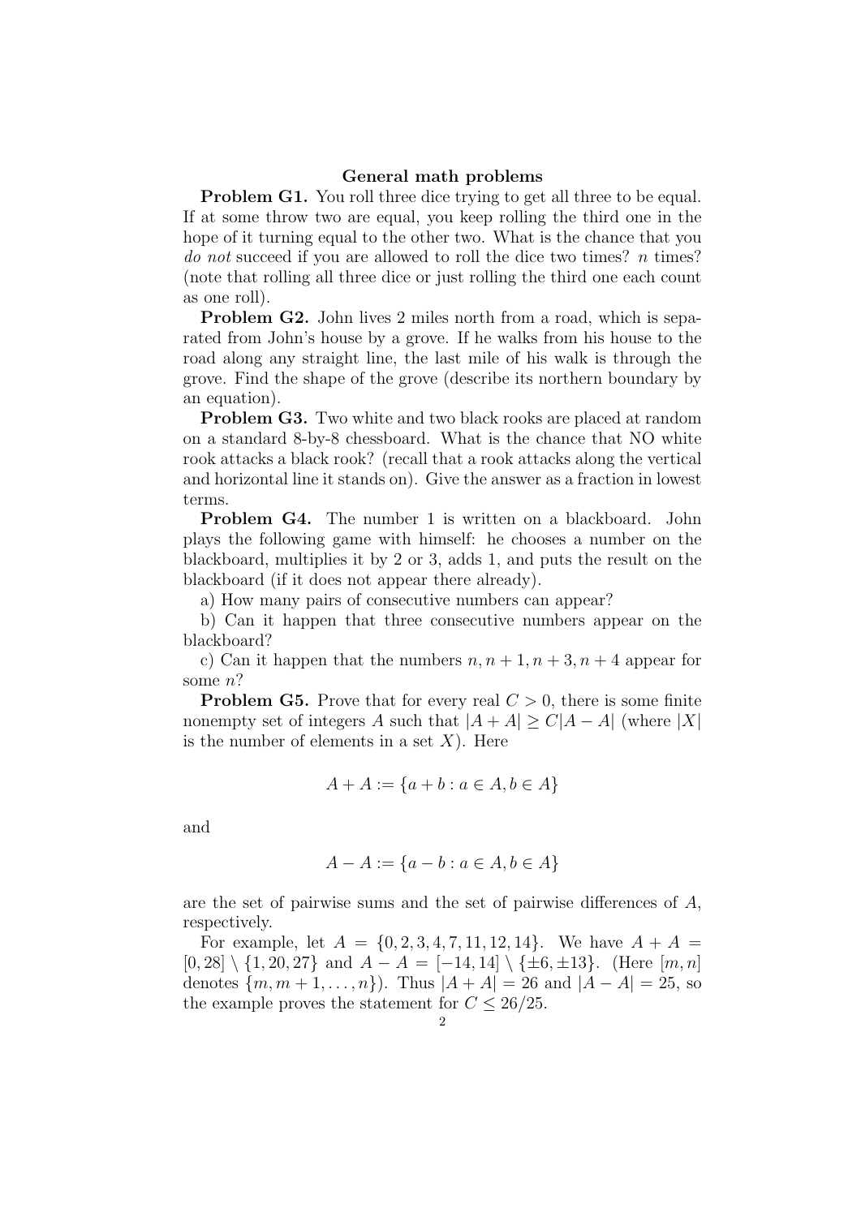## General math problems

**Problem G1.** You roll three dice trying to get all three to be equal. If at some throw two are equal, you keep rolling the third one in the hope of it turning equal to the other two. What is the chance that you *do not* succeed if you are allowed to roll the dice two times? $n$ times? (note that rolling all three dice or just rolling the third one each count as one roll).

**Problem G2.** John lives 2 miles north from a road, which is separated from John's house by a grove. If he walks from his house to the road along any straight line, the last mile of his walk is through the grove. Find the shape of the grove (describe its northern boundary by an equation).

**Problem G3.** Two white and two black rooks are placed at random on a standard 8-by-8 chessboard. What is the chance that NO white rook attacks a black rook? (recall that a rook attacks along the vertical and horizontal line it stands on). Give the answer as a fraction in lowest terms.

**Problem G4.** The number 1 is written on a blackboard. John plays the following game with himself: he chooses a number on the blackboard, multiplies it by 2 or 3, adds 1, and puts the result on the blackboard (if it does not appear there already).

a) How many pairs of consecutive numbers can appear?

b) Can it happen that three consecutive numbers appear on the blackboard?

c) Can it happen that the numbers $n, n+1, n+3, n+4$ appear for some $n$?

**Problem G5.** Prove that for every real $C > 0$, there is some finite nonempty set of integers $A$ such that $|A + A| \geq C|A - A|$ (where $|X|$ is the number of elements in a set $X$). Here

$$A + A := \{a + b : a \in A, b \in A\}$$

and

$$A - A := \{a - b : a \in A, b \in A\}$$

are the set of pairwise sums and the set of pairwise differences of $A$, respectively.

For example, let $A = \{0, 2, 3, 4, 7, 11, 12, 14\}$. We have $A + A = [0, 28] \setminus \{1, 20, 27\}$ and $A - A = [-14, 14] \setminus \{\pm 6, \pm 13\}$. (Here $[m, n]$ denotes $\{m, m+1, \ldots, n\}$). Thus $|A + A| = 26$ and $|A - A| = 25$, so the example proves the statement for $C \leq 26/25$.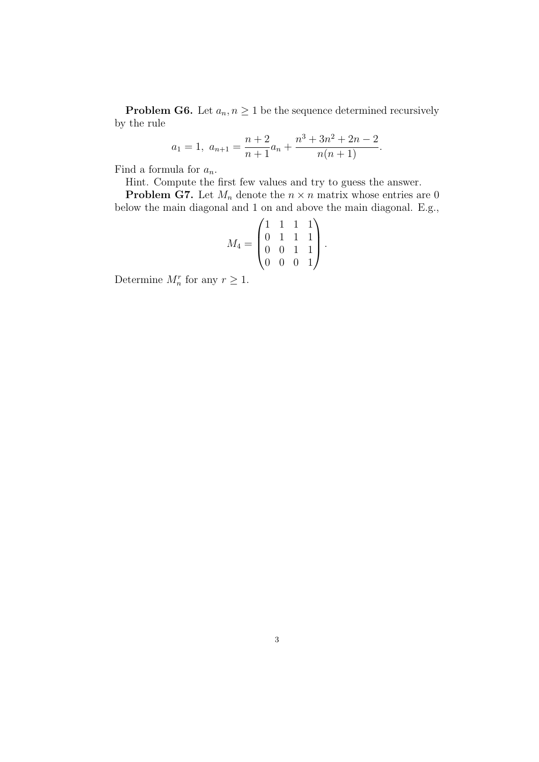**Problem G6.** Let $a_n, n \geq 1$ be the sequence determined recursively by the rule

$$a_1 = 1, \; a_{n+1} = \frac{n+2}{n+1} a_n + \frac{n^3 + 3n^2 + 2n - 2}{n(n+1)}.$$

Find a formula for $a_n$.

Hint. Compute the first few values and try to guess the answer.

**Problem G7.** Let $M_n$ denote the $n \times n$ matrix whose entries are 0 below the main diagonal and 1 on and above the main diagonal. E.g.,

$$M_4 = \begin{pmatrix} 1 & 1 & 1 & 1 \\ 0 & 1 & 1 & 1 \\ 0 & 0 & 1 & 1 \\ 0 & 0 & 0 & 1 \end{pmatrix}.$$

Determine $M_n^r$ for any $r \geq 1$.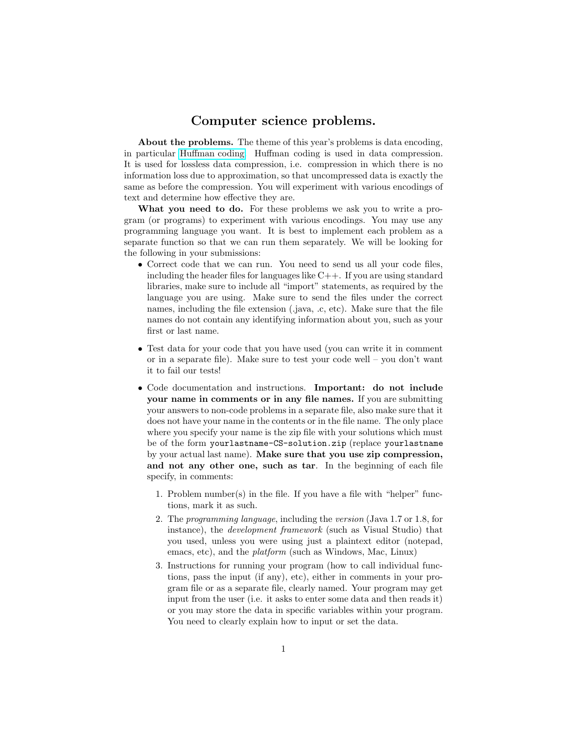# Computer science problems.

**About the problems.** The theme of this year's problems is data encoding, in particular Huffman coding. Huffman coding is used in data compression. It is used for lossless data compression, i.e. compression in which there is no information loss due to approximation, so that uncompressed data is exactly the same as before the compression. You will experiment with various encodings of text and determine how effective they are.

**What you need to do.** For these problems we ask you to write a program (or programs) to experiment with various encodings. You may use any programming language you want. It is best to implement each problem as a separate function so that we can run them separately. We will be looking for the following in your submissions:

- Correct code that we can run. You need to send us all your code files, including the header files for languages like C++. If you are using standard libraries, make sure to include all "import" statements, as required by the language you are using. Make sure to send the files under the correct names, including the file extension (.java, .c, etc). Make sure that the file names do not contain any identifying information about you, such as your first or last name.

- Test data for your code that you have used (you can write it in comment or in a separate file). Make sure to test your code well – you don't want it to fail our tests!

- Code documentation and instructions. **Important: do not include your name in comments or in any file names.** If you are submitting your answers to non-code problems in a separate file, also make sure that it does not have your name in the contents or in the file name. The only place where you specify your name is the zip file with your solutions which must be of the form `yourlastname-CS-solution.zip` (replace `yourlastname` by your actual last name). **Make sure that you use zip compression, and not any other one, such as tar**. In the beginning of each file specify, in comments:

  1. Problem number(s) in the file. If you have a file with "helper" functions, mark it as such.
  2. The *programming language*, including the *version* (Java 1.7 or 1.8, for instance), the *development framework* (such as Visual Studio) that you used, unless you were using just a plaintext editor (notepad, emacs, etc), and the *platform* (such as Windows, Mac, Linux)
  3. Instructions for running your program (how to call individual functions, pass the input (if any), etc), either in comments in your program file or as a separate file, clearly named. Your program may get input from the user (i.e. it asks to enter some data and then reads it) or you may store the data in specific variables within your program. You need to clearly explain how to input or set the data.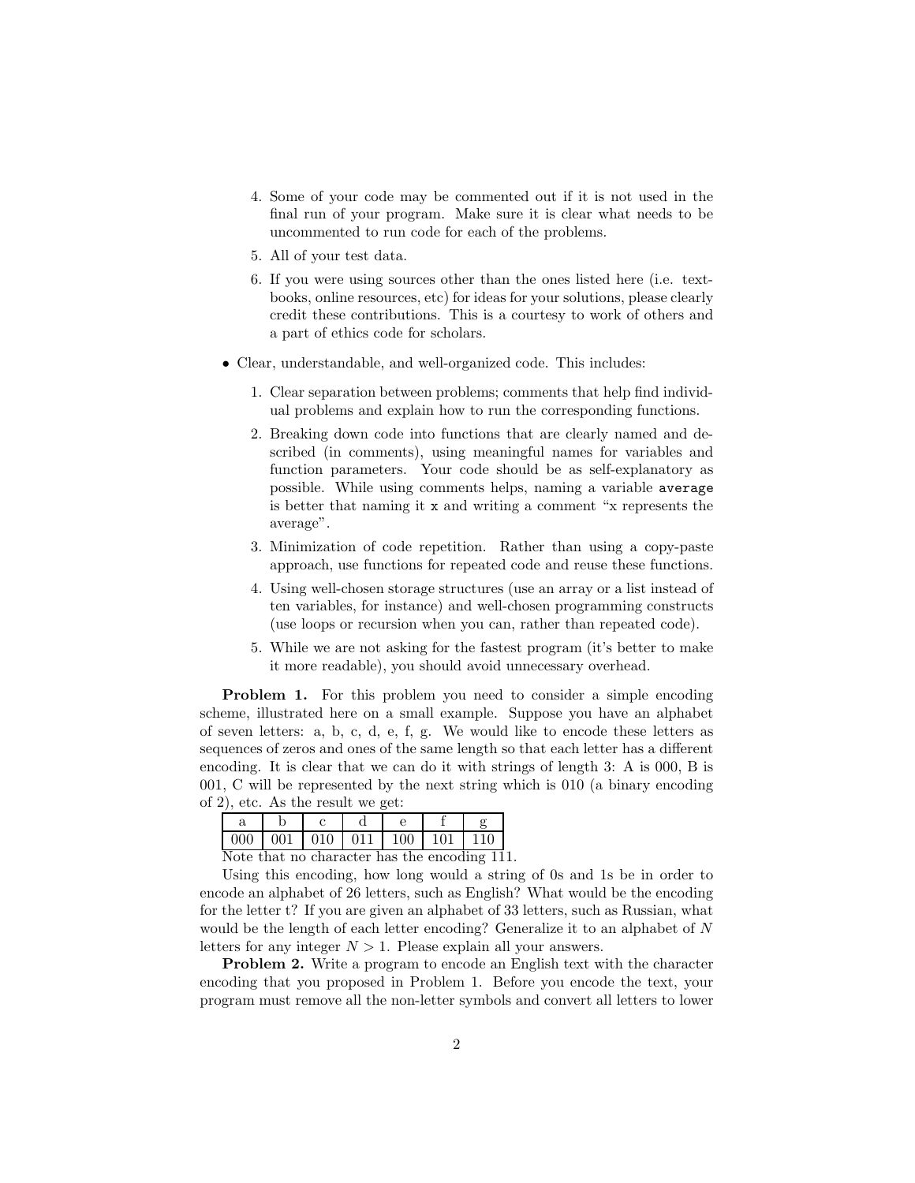4. Some of your code may be commented out if it is not used in the final run of your program. Make sure it is clear what needs to be uncommented to run code for each of the problems.
5. All of your test data.
6. If you were using sources other than the ones listed here (i.e. textbooks, online resources, etc) for ideas for your solutions, please clearly credit these contributions. This is a courtesy to work of others and a part of ethics code for scholars.

- Clear, understandable, and well-organized code. This includes:
  1. Clear separation between problems; comments that help find individual problems and explain how to run the corresponding functions.
  2. Breaking down code into functions that are clearly named and described (in comments), using meaningful names for variables and function parameters. Your code should be as self-explanatory as possible. While using comments helps, naming a variable `average` is better that naming it `x` and writing a comment "x represents the average".
  3. Minimization of code repetition. Rather than using a copy-paste approach, use functions for repeated code and reuse these functions.
  4. Using well-chosen storage structures (use an array or a list instead of ten variables, for instance) and well-chosen programming constructs (use loops or recursion when you can, rather than repeated code).
  5. While we are not asking for the fastest program (it's better to make it more readable), you should avoid unnecessary overhead.

**Problem 1.** For this problem you need to consider a simple encoding scheme, illustrated here on a small example. Suppose you have an alphabet of seven letters: a, b, c, d, e, f, g. We would like to encode these letters as sequences of zeros and ones of the same length so that each letter has a different encoding. It is clear that we can do it with strings of length 3: A is 000, B is 001, C will be represented by the next string which is 010 (a binary encoding of 2), etc. As the result we get:

| a | b | c | d | e | f | g |
|---|---|---|---|---|---|---|
| 000 | 001 | 010 | 011 | 100 | 101 | 110 |

Note that no character has the encoding 111.

Using this encoding, how long would a string of 0s and 1s be in order to encode an alphabet of 26 letters, such as English? What would be the encoding for the letter t? If you are given an alphabet of 33 letters, such as Russian, what would be the length of each letter encoding? Generalize it to an alphabet of $N$ letters for any integer $N > 1$. Please explain all your answers.

**Problem 2.** Write a program to encode an English text with the character encoding that you proposed in Problem 1. Before you encode the text, your program must remove all the non-letter symbols and convert all letters to lower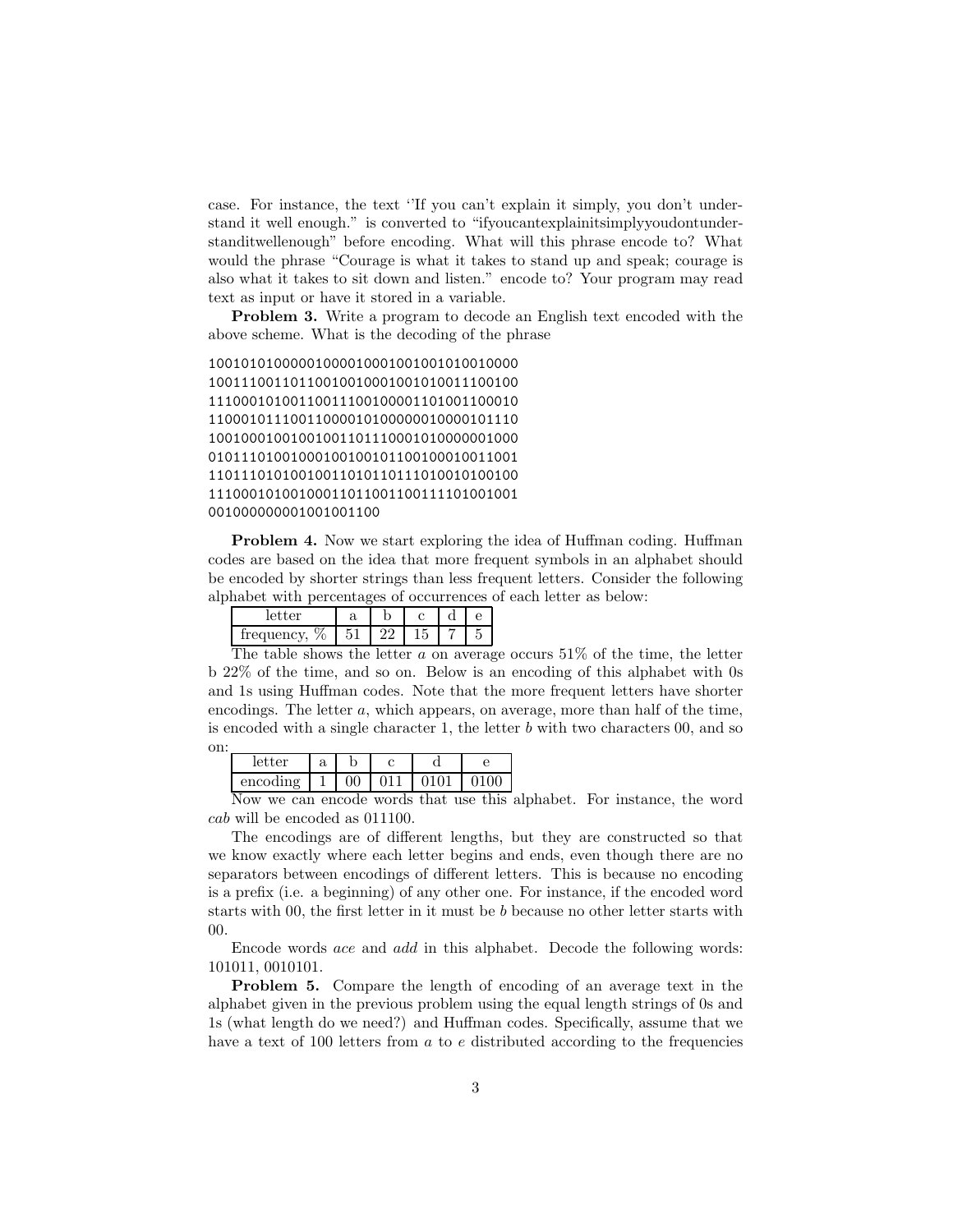case. For instance, the text ''If you can't explain it simply, you don't understand it well enough." is converted to "ifyoucantexplainitsimplyyoudontunderstanditwellenough" before encoding. What will this phrase encode to? What would the phrase "Courage is what it takes to stand up and speak; courage is also what it takes to sit down and listen." encode to? Your program may read text as input or have it stored in a variable.

**Problem 3.** Write a program to decode an English text encoded with the above scheme. What is the decoding of the phrase

```
10010101000001000010001001001010010000
10011100110110010010001001010011100100
11100010100110011100100001101001100010
11000101110011000010100000010000101110
10010001001001001101110001010000001000
01011101001000100100101100100010011001
11011101010010011010110111010010100100
11100010100100011011001100111101001001
00100000000001001001100
```

**Problem 4.** Now we start exploring the idea of Huffman coding. Huffman codes are based on the idea that more frequent symbols in an alphabet should be encoded by shorter strings than less frequent letters. Consider the following alphabet with percentages of occurrences of each letter as below:

| letter | a | b | c | d | e |
|---|---|---|---|---|---|
| frequency, % | 51 | 22 | 15 | 7 | 5 |

The table shows the letter *a* on average occurs 51% of the time, the letter b 22% of the time, and so on. Below is an encoding of this alphabet with 0s and 1s using Huffman codes. Note that the more frequent letters have shorter encodings. The letter *a*, which appears, on average, more than half of the time, is encoded with a single character 1, the letter *b* with two characters 00, and so on:

| letter | a | b | c | d | e |
|---|---|---|---|---|---|
| encoding | 1 | 00 | 011 | 0101 | 0100 |

Now we can encode words that use this alphabet. For instance, the word *cab* will be encoded as 011100.

The encodings are of different lengths, but they are constructed so that we know exactly where each letter begins and ends, even though there are no separators between encodings of different letters. This is because no encoding is a prefix (i.e. a beginning) of any other one. For instance, if the encoded word starts with 00, the first letter in it must be *b* because no other letter starts with 00.

Encode words *ace* and *add* in this alphabet. Decode the following words: 101011, 0010101.

**Problem 5.** Compare the length of encoding of an average text in the alphabet given in the previous problem using the equal length strings of 0s and 1s (what length do we need?) and Huffman codes. Specifically, assume that we have a text of 100 letters from *a* to *e* distributed according to the frequencies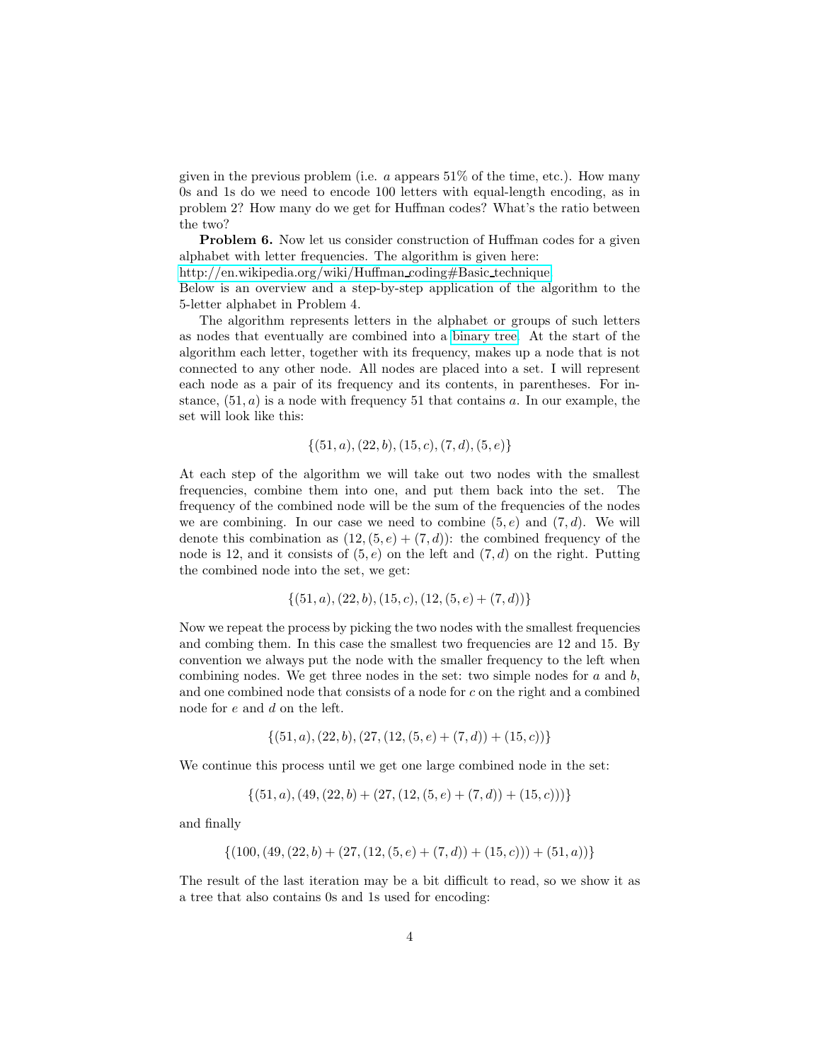given in the previous problem (i.e. $a$ appears 51% of the time, etc.). How many 0s and 1s do we need to encode 100 letters with equal-length encoding, as in problem 2? How many do we get for Huffman codes? What's the ratio between the two?

**Problem 6.** Now let us consider construction of Huffman codes for a given alphabet with letter frequencies. The algorithm is given here:
http://en.wikipedia.org/wiki/Huffman_coding#Basic_technique
Below is an overview and a step-by-step application of the algorithm to the 5-letter alphabet in Problem 4.

The algorithm represents letters in the alphabet or groups of such letters as nodes that eventually are combined into a binary tree. At the start of the algorithm each letter, together with its frequency, makes up a node that is not connected to any other node. All nodes are placed into a set. I will represent each node as a pair of its frequency and its contents, in parentheses. For instance, $(51, a)$ is a node with frequency 51 that contains $a$. In our example, the set will look like this:

$$\{(51, a), (22, b), (15, c), (7, d), (5, e)\}$$

At each step of the algorithm we will take out two nodes with the smallest frequencies, combine them into one, and put them back into the set. The frequency of the combined node will be the sum of the frequencies of the nodes we are combining. In our case we need to combine $(5, e)$ and $(7, d)$. We will denote this combination as $(12, (5, e) + (7, d))$: the combined frequency of the node is 12, and it consists of $(5, e)$ on the left and $(7, d)$ on the right. Putting the combined node into the set, we get:

$$\{(51, a), (22, b), (15, c), (12, (5, e) + (7, d))\}$$

Now we repeat the process by picking the two nodes with the smallest frequencies and combing them. In this case the smallest two frequencies are 12 and 15. By convention we always put the node with the smaller frequency to the left when combining nodes. We get three nodes in the set: two simple nodes for $a$ and $b$, and one combined node that consists of a node for $c$ on the right and a combined node for $e$ and $d$ on the left.

$$\{(51, a), (22, b), (27, (12, (5, e) + (7, d)) + (15, c))\}$$

We continue this process until we get one large combined node in the set:

$$\{(51, a), (49, (22, b) + (27, (12, (5, e) + (7, d)) + (15, c)))\}$$

and finally

$$\{(100, (49, (22, b) + (27, (12, (5, e) + (7, d)) + (15, c))) + (51, a))\}$$

The result of the last iteration may be a bit difficult to read, so we show it as a tree that also contains 0s and 1s used for encoding: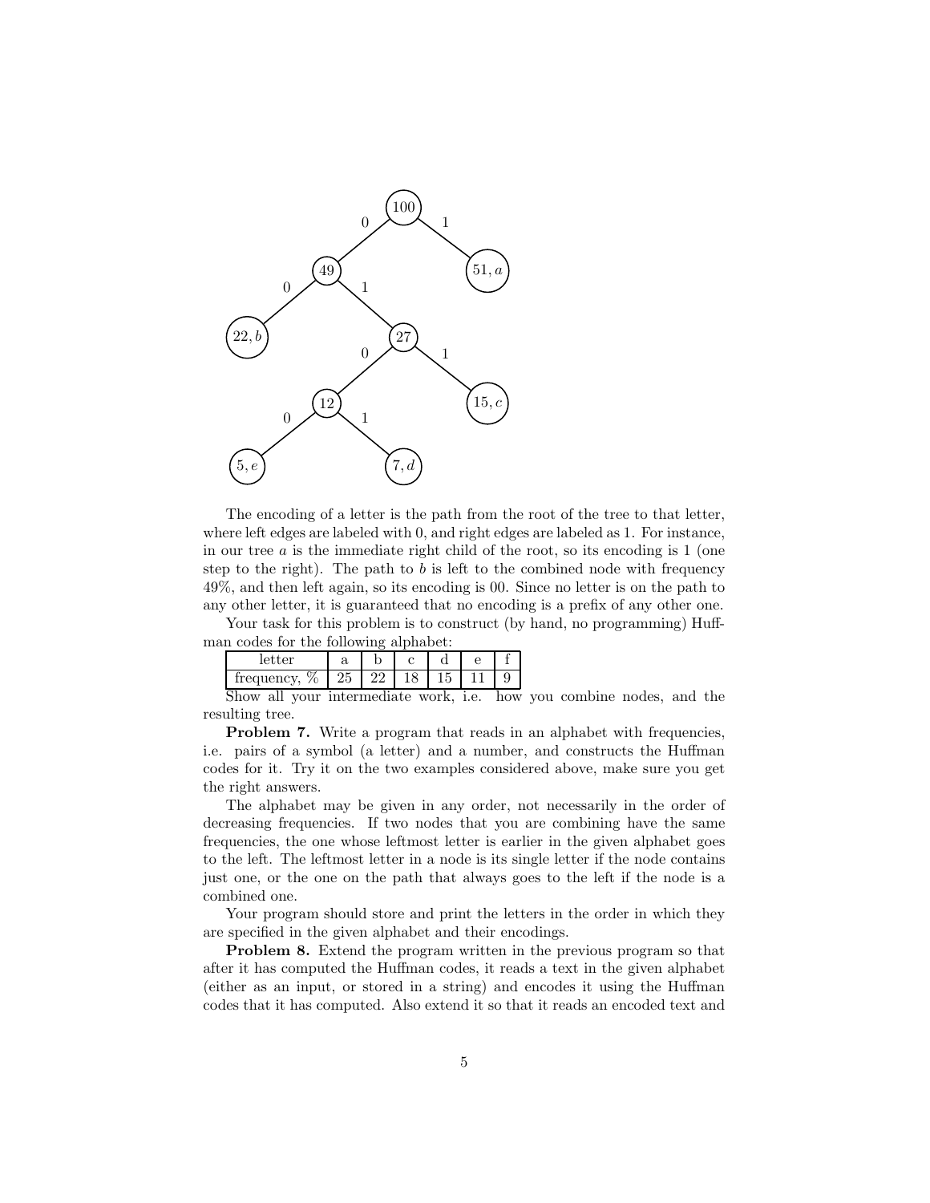The encoding of a letter is the path from the root of the tree to that letter, where left edges are labeled with 0, and right edges are labeled as 1. For instance, in our tree $a$ is the immediate right child of the root, so its encoding is 1 (one step to the right). The path to $b$ is left to the combined node with frequency 49%, and then left again, so its encoding is 00. Since no letter is on the path to any other letter, it is guaranteed that no encoding is a prefix of any other one.

Your task for this problem is to construct (by hand, no programming) Huffman codes for the following alphabet:

| letter | a | b | c | d | e | f |
|---|---|---|---|---|---|---|
| frequency, % | 25 | 22 | 18 | 15 | 11 | 9 |

Show all your intermediate work, i.e. how you combine nodes, and the resulting tree.

**Problem 7.** Write a program that reads in an alphabet with frequencies, i.e. pairs of a symbol (a letter) and a number, and constructs the Huffman codes for it. Try it on the two examples considered above, make sure you get the right answers.

The alphabet may be given in any order, not necessarily in the order of decreasing frequencies. If two nodes that you are combining have the same frequencies, the one whose leftmost letter is earlier in the given alphabet goes to the left. The leftmost letter in a node is its single letter if the node contains just one, or the one on the path that always goes to the left if the node is a combined one.

Your program should store and print the letters in the order in which they are specified in the given alphabet and their encodings.

**Problem 8.** Extend the program written in the previous program so that after it has computed the Huffman codes, it reads a text in the given alphabet (either as an input, or stored in a string) and encodes it using the Huffman codes that it has computed. Also extend it so that it reads an encoded text and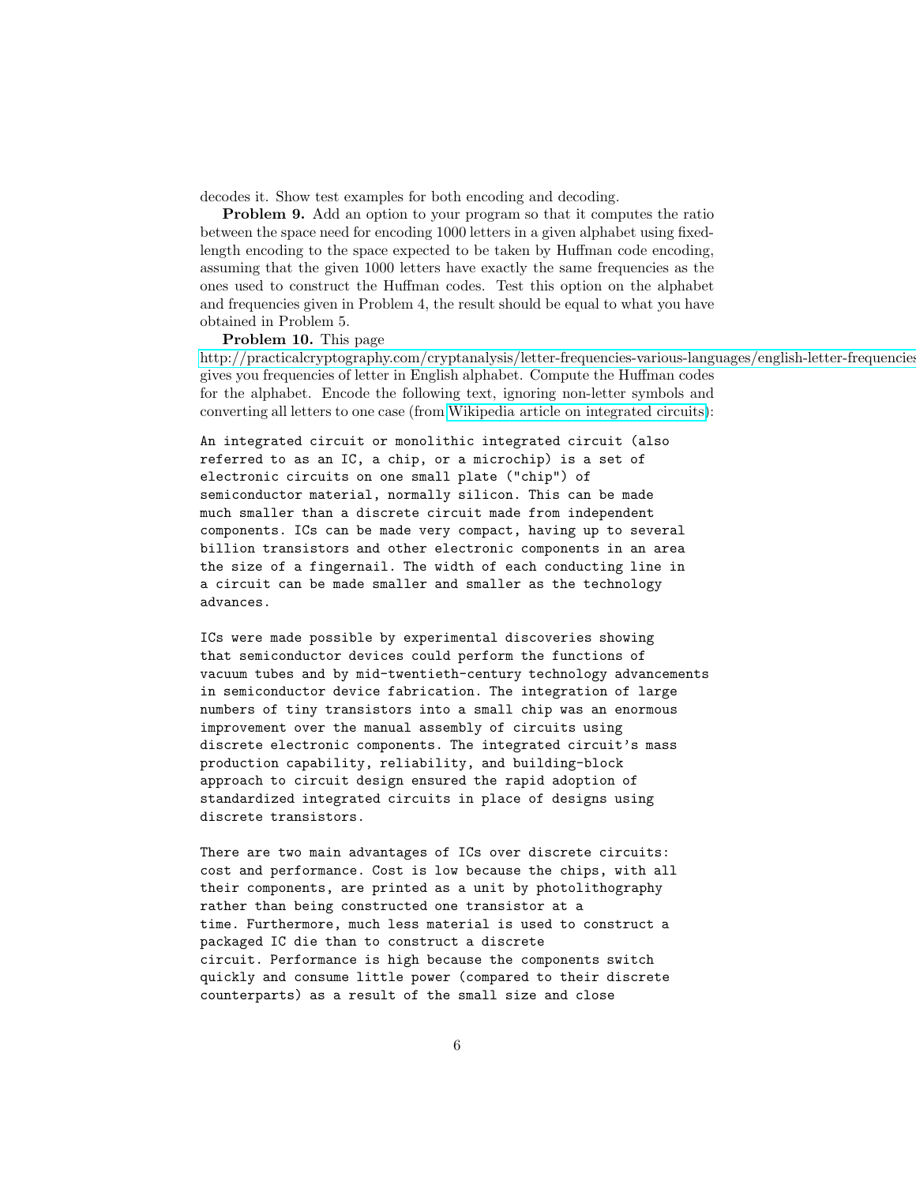decodes it. Show test examples for both encoding and decoding.

**Problem 9.** Add an option to your program so that it computes the ratio between the space need for encoding 1000 letters in a given alphabet using fixed-length encoding to the space expected to be taken by Huffman code encoding, assuming that the given 1000 letters have exactly the same frequencies as the ones used to construct the Huffman codes. Test this option on the alphabet and frequencies given in Problem 4, the result should be equal to what you have obtained in Problem 5.

**Problem 10.** This page http://practicalcryptography.com/cryptanalysis/letter-frequencies-various-languages/english-letter-frequencies gives you frequencies of letter in English alphabet. Compute the Huffman codes for the alphabet. Encode the following text, ignoring non-letter symbols and converting all letters to one case (from Wikipedia article on integrated circuits):

```
An integrated circuit or monolithic integrated circuit (also
referred to as an IC, a chip, or a microchip) is a set of
electronic circuits on one small plate ("chip") of
semiconductor material, normally silicon. This can be made
much smaller than a discrete circuit made from independent
components. ICs can be made very compact, having up to several
billion transistors and other electronic components in an area
the size of a fingernail. The width of each conducting line in
a circuit can be made smaller and smaller as the technology
advances.

ICs were made possible by experimental discoveries showing
that semiconductor devices could perform the functions of
vacuum tubes and by mid-twentieth-century technology advancements
in semiconductor device fabrication. The integration of large
numbers of tiny transistors into a small chip was an enormous
improvement over the manual assembly of circuits using
discrete electronic components. The integrated circuit's mass
production capability, reliability, and building-block
approach to circuit design ensured the rapid adoption of
standardized integrated circuits in place of designs using
discrete transistors.

There are two main advantages of ICs over discrete circuits:
cost and performance. Cost is low because the chips, with all
their components, are printed as a unit by photolithography
rather than being constructed one transistor at a
time. Furthermore, much less material is used to construct a
packaged IC die than to construct a discrete
circuit. Performance is high because the components switch
quickly and consume little power (compared to their discrete
counterparts) as a result of the small size and close
```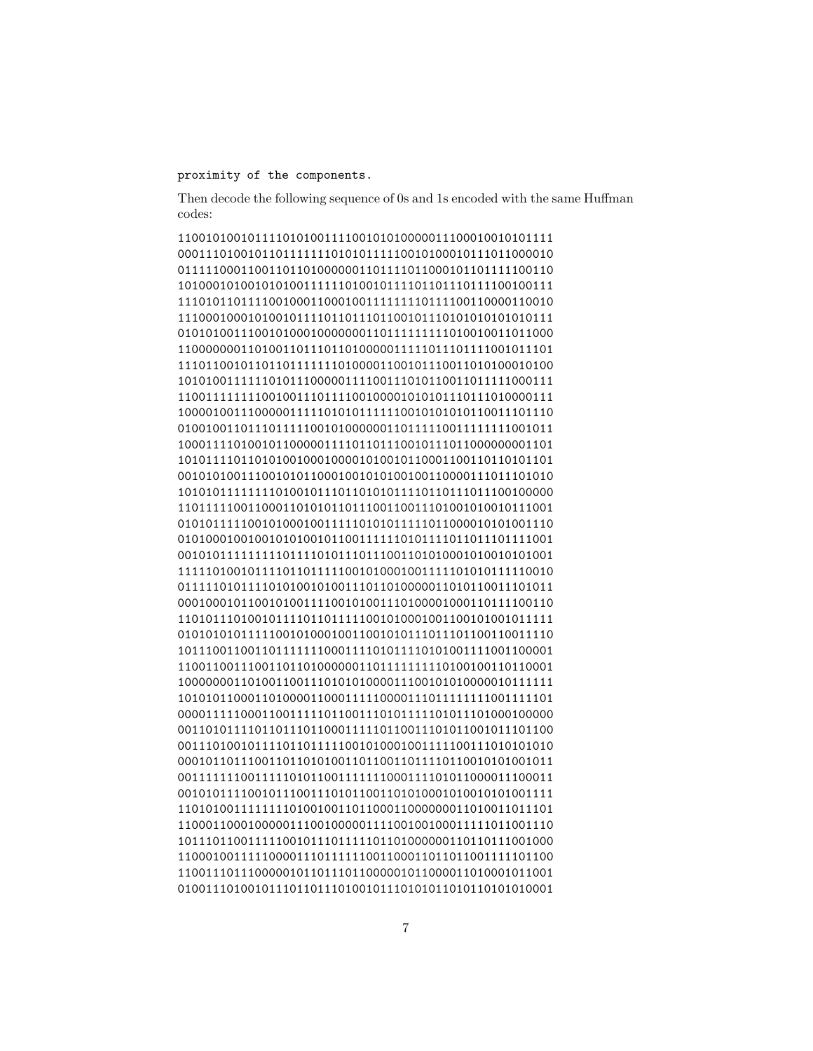```
proximity of the components.
```

Then decode the following sequence of 0s and 1s encoded with the same Huffman codes:

```
1100101001011110101001111001010100000111000100101010 1111
```

```
11001010010111101010011110010101000001110001001010101111
00011101001011011111111010101111100101000101110110000010
01111100011001101101000000110111101100010110111110 0110
```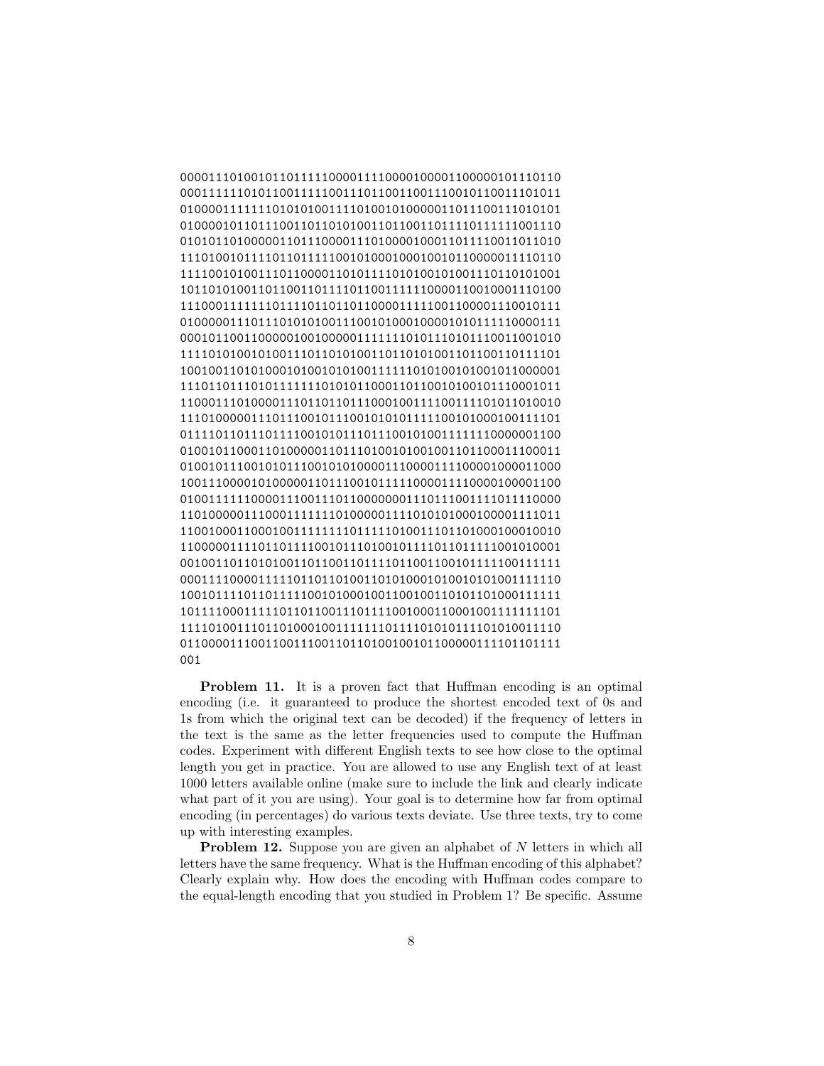```
0000111010010110111111000011110000100001100000101110110
0001111110101100111110011101100110011100101100111010 11
0100001111111010101001111010010100000110111001110101 01
0100001011011100110110101001101100110111101111111001110
0101011010000011011100001110100001000110111100110110 10
1110100101111011011111001010001000100101100000111101 10
1111001010011101100001101011110101001010011101101010 01
1011010100110110011011110110011111100001100100011101 00
1110001111111011110110110110000111110011000011100101 11
0100000111011101010100111001010001000010101111100001 11
0001011001100000100100000111111101011101011100110010 10
1111010100101001110110101001101101010011011001101111 01
1001001101010001010010101001111110101001010010110000 01
1110110111010111111101010110001101100101001011100010 11
1100011101000011101101101110001001111001111010110100 10
1110100000111011100101110010101011111001010001001111 01
0111101101110111100101011101110010100111111100000011 00
0100101100011010000011011101001010010011011000111000 11
0100101110010101110010101000011100001111000010000110 00
1001110000101000001101110010111110000111100001000011 00
0100111111000011100110110000000111011100111101111000 0
1101000000111000111111101000001111010101000100001111011
1100100011000100111111110111110100111011010001000100 10
1100000111101101111001011101001011110110111110010100 01
0010011011010100110110011011110110011001011111001111 11
0001111000011111011011010011010100010100101010011111 10
1001011110110111110010100010011001001101011010001111 11
1011110001111101101100111011110010001100010011111111 01
1111010011101101000100111111101111010101111010100111 10
0110000111001100111001101101001001011000001111011011 11
001
```

**Problem 11.** It is a proven fact that Huffman encoding is an optimal encoding (i.e. it guaranteed to produce the shortest encoded text of 0s and 1s from which the original text can be decoded) if the frequency of letters in the text is the same as the letter frequencies used to compute the Huffman codes. Experiment with different English texts to see how close to the optimal length you get in practice. You are allowed to use any English text of at least 1000 letters available online (make sure to include the link and clearly indicate what part of it you are using). Your goal is to determine how far from optimal encoding (in percentages) do various texts deviate. Use three texts, try to come up with interesting examples.

**Problem 12.** Suppose you are given an alphabet of $N$ letters in which all letters have the same frequency. What is the Huffman encoding of this alphabet? Clearly explain why. How does the encoding with Huffman codes compare to the equal-length encoding that you studied in Problem 1? Be specific. Assume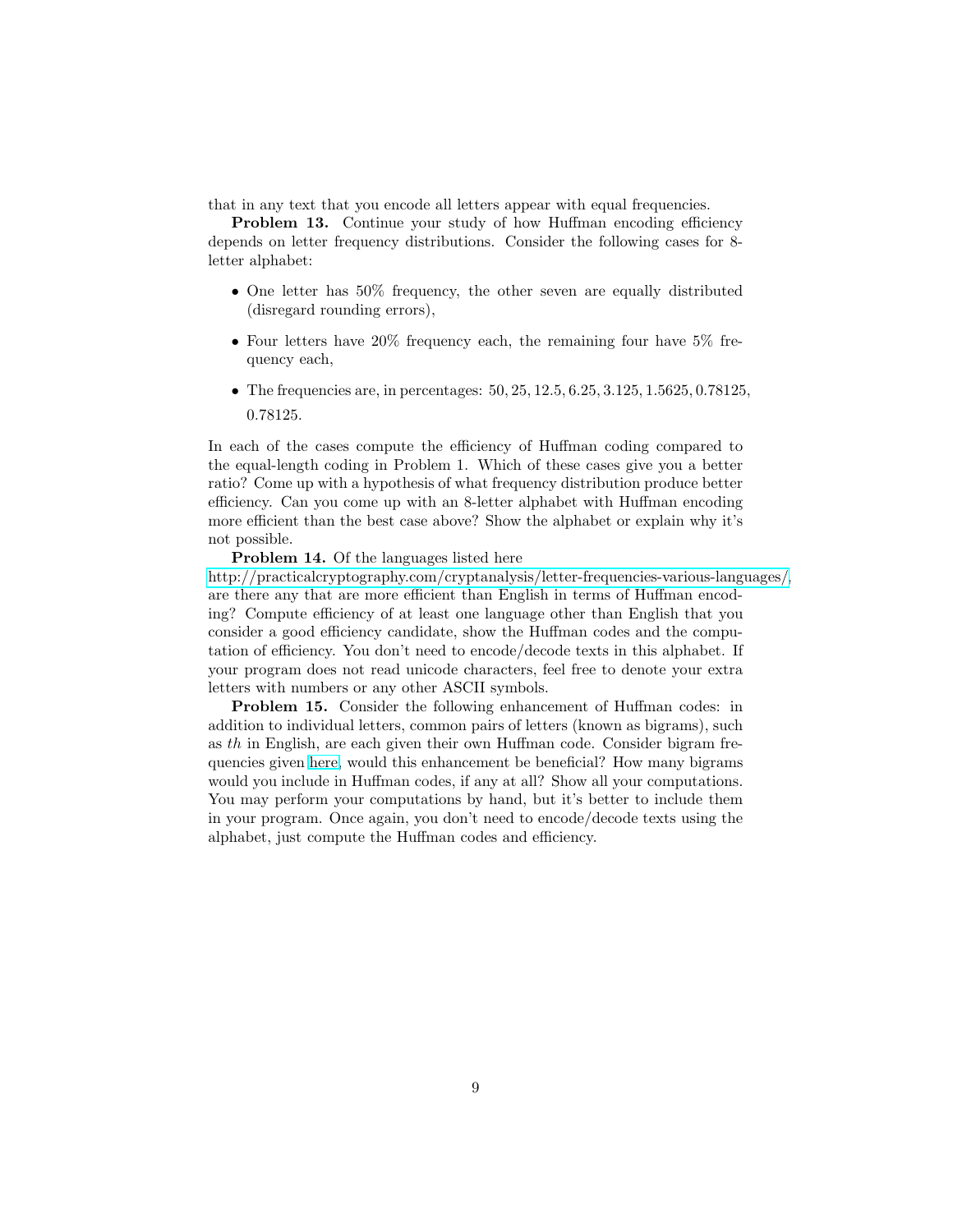that in any text that you encode all letters appear with equal frequencies.

**Problem 13.** Continue your study of how Huffman encoding efficiency depends on letter frequency distributions. Consider the following cases for 8-letter alphabet:

- One letter has 50% frequency, the other seven are equally distributed (disregard rounding errors),
- Four letters have 20% frequency each, the remaining four have 5% frequency each,
- The frequencies are, in percentages: 50, 25, 12.5, 6.25, 3.125, 1.5625, 0.78125, 0.78125.

In each of the cases compute the efficiency of Huffman coding compared to the equal-length coding in Problem 1. Which of these cases give you a better ratio? Come up with a hypothesis of what frequency distribution produce better efficiency. Can you come up with an 8-letter alphabet with Huffman encoding more efficient than the best case above? Show the alphabet or explain why it's not possible.

**Problem 14.** Of the languages listed here http://practicalcryptography.com/cryptanalysis/letter-frequencies-various-languages/, are there any that are more efficient than English in terms of Huffman encoding? Compute efficiency of at least one language other than English that you consider a good efficiency candidate, show the Huffman codes and the computation of efficiency. You don't need to encode/decode texts in this alphabet. If your program does not read unicode characters, feel free to denote your extra letters with numbers or any other ASCII symbols.

**Problem 15.** Consider the following enhancement of Huffman codes: in addition to individual letters, common pairs of letters (known as bigrams), such as *th* in English, are each given their own Huffman code. Consider bigram frequencies given here, would this enhancement be beneficial? How many bigrams would you include in Huffman codes, if any at all? Show all your computations. You may perform your computations by hand, but it's better to include them in your program. Once again, you don't need to encode/decode texts using the alphabet, just compute the Huffman codes and efficiency.